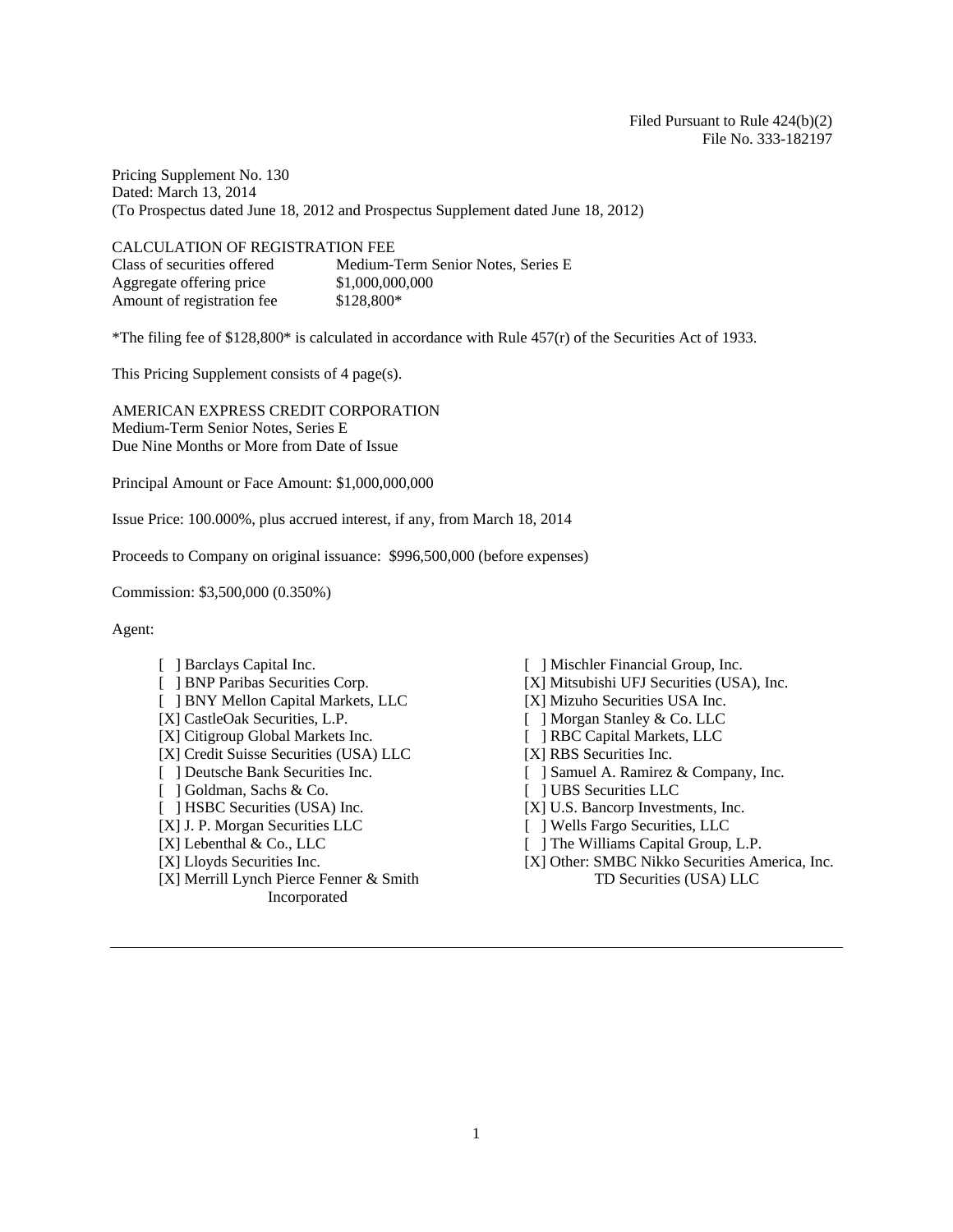Filed Pursuant to Rule 424(b)(2)
File No. 333-182197

Pricing Supplement No. 130
Dated: March 13, 2014
(To Prospectus dated June 18, 2012 and Prospectus Supplement dated June 18, 2012)

CALCULATION OF REGISTRATION FEE

| | |
|---|---|
| Class of securities offered | Medium-Term Senior Notes, Series E |
| Aggregate offering price | $1,000,000,000 |
| Amount of registration fee | $128,800* |

*The filing fee of $128,800* is calculated in accordance with Rule 457(r) of the Securities Act of 1933.

This Pricing Supplement consists of 4 page(s).

AMERICAN EXPRESS CREDIT CORPORATION
Medium-Term Senior Notes, Series E
Due Nine Months or More from Date of Issue

Principal Amount or Face Amount: $1,000,000,000

Issue Price: 100.000%, plus accrued interest, if any, from March 18, 2014

Proceeds to Company on original issuance: $996,500,000 (before expenses)

Commission: $3,500,000 (0.350%)

Agent:

[ ] Barclays Capital Inc.
[ ] BNP Paribas Securities Corp.
[ ] BNY Mellon Capital Markets, LLC
[X] CastleOak Securities, L.P.
[X] Citigroup Global Markets Inc.
[X] Credit Suisse Securities (USA) LLC
[ ] Deutsche Bank Securities Inc.
[ ] Goldman, Sachs & Co.
[ ] HSBC Securities (USA) Inc.
[X] J. P. Morgan Securities LLC
[X] Lebenthal & Co., LLC
[X] Lloyds Securities Inc.
[X] Merrill Lynch Pierce Fenner & Smith Incorporated
[ ] Mischler Financial Group, Inc.
[X] Mitsubishi UFJ Securities (USA), Inc.
[X] Mizuho Securities USA Inc.
[ ] Morgan Stanley & Co. LLC
[ ] RBC Capital Markets, LLC
[X] RBS Securities Inc.
[ ] Samuel A. Ramirez & Company, Inc.
[ ] UBS Securities LLC
[X] U.S. Bancorp Investments, Inc.
[ ] Wells Fargo Securities, LLC
[ ] The Williams Capital Group, L.P.
[X] Other: SMBC Nikko Securities America, Inc.
TD Securities (USA) LLC

---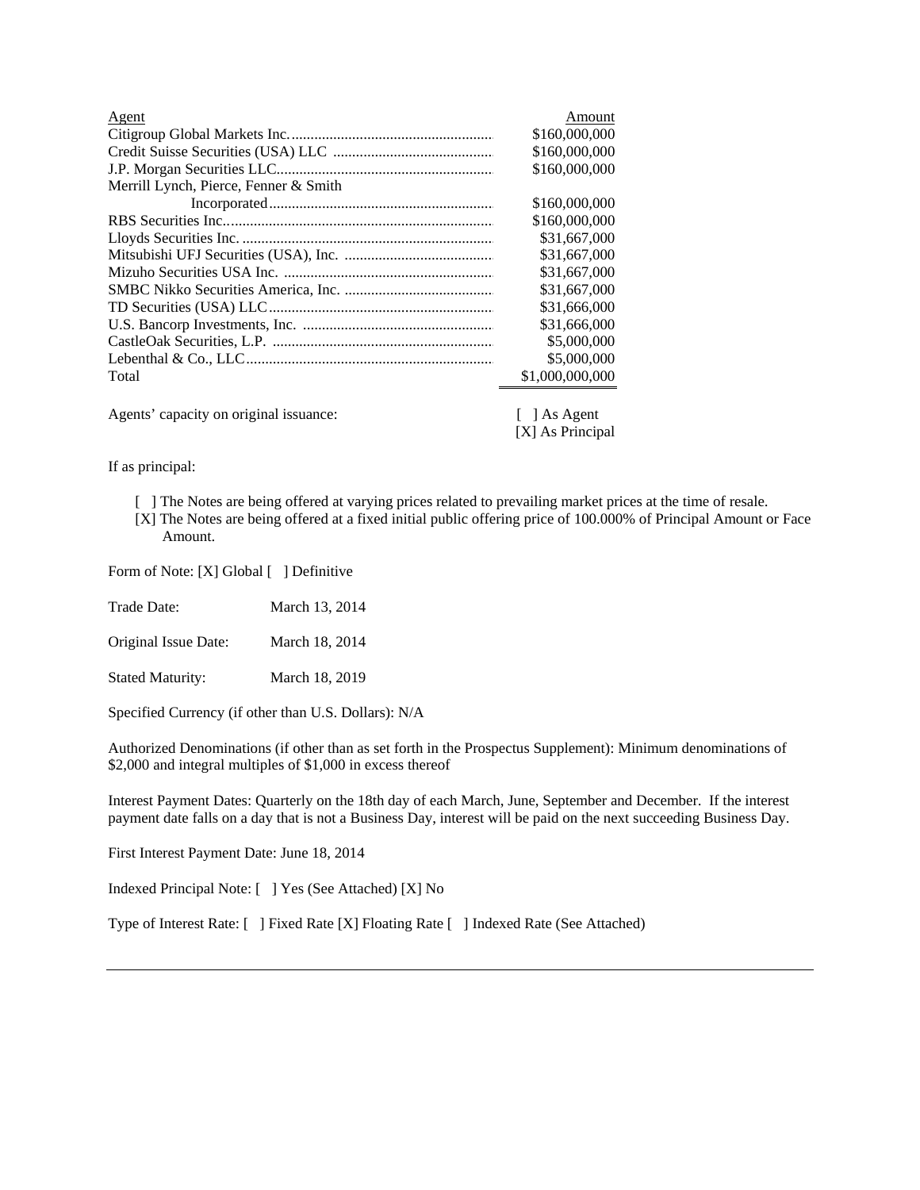| Agent | Amount |
| --- | --- |
| Citigroup Global Markets Inc. | $160,000,000 |
| Credit Suisse Securities (USA) LLC | $160,000,000 |
| J.P. Morgan Securities LLC | $160,000,000 |
| Merrill Lynch, Pierce, Fenner & Smith Incorporated | $160,000,000 |
| RBS Securities Inc. | $160,000,000 |
| Lloyds Securities Inc. | $31,667,000 |
| Mitsubishi UFJ Securities (USA), Inc. | $31,667,000 |
| Mizuho Securities USA Inc. | $31,667,000 |
| SMBC Nikko Securities America, Inc. | $31,667,000 |
| TD Securities (USA) LLC | $31,666,000 |
| U.S. Bancorp Investments, Inc. | $31,666,000 |
| CastleOak Securities, L.P. | $5,000,000 |
| Lebenthal & Co., LLC | $5,000,000 |
| Total | $1,000,000,000 |

Agents' capacity on original issuance: [ ] As Agent
[X] As Principal

If as principal:

- [ ] The Notes are being offered at varying prices related to prevailing market prices at the time of resale.
- [X] The Notes are being offered at a fixed initial public offering price of 100.000% of Principal Amount or Face Amount.

Form of Note: [X] Global [ ] Definitive

Trade Date: March 13, 2014

Original Issue Date: March 18, 2014

Stated Maturity: March 18, 2019

Specified Currency (if other than U.S. Dollars): N/A

Authorized Denominations (if other than as set forth in the Prospectus Supplement): Minimum denominations of $2,000 and integral multiples of $1,000 in excess thereof

Interest Payment Dates: Quarterly on the 18th day of each March, June, September and December. If the interest payment date falls on a day that is not a Business Day, interest will be paid on the next succeeding Business Day.

First Interest Payment Date: June 18, 2014

Indexed Principal Note: [ ] Yes (See Attached) [X] No

Type of Interest Rate: [ ] Fixed Rate [X] Floating Rate [ ] Indexed Rate (See Attached)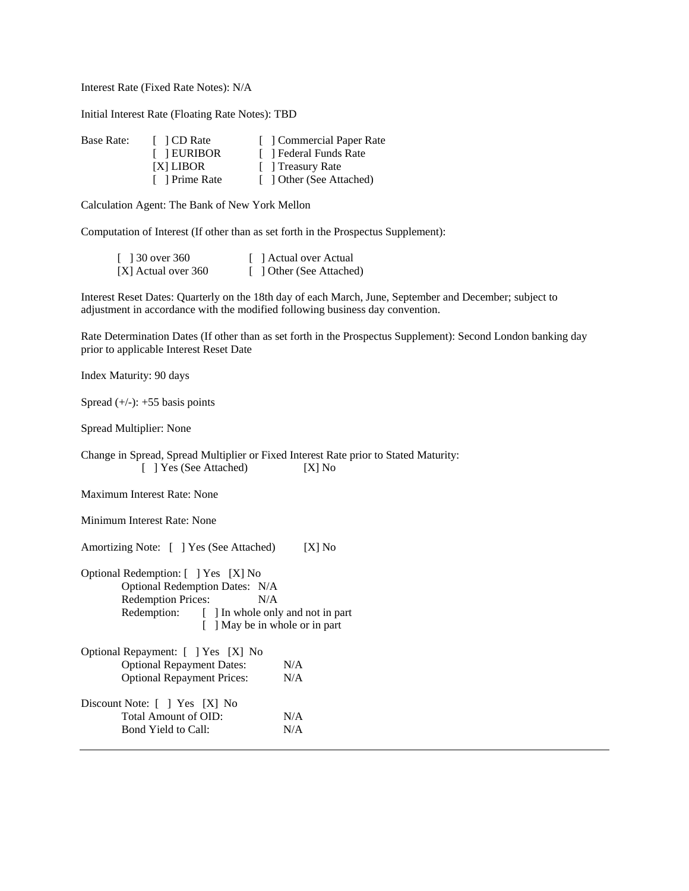Interest Rate (Fixed Rate Notes): N/A

Initial Interest Rate (Floating Rate Notes): TBD

| Base Rate: | [ ] CD Rate | [ ] Commercial Paper Rate |
|---|---|---|
| | [ ] EURIBOR | [ ] Federal Funds Rate |
| | [X] LIBOR | [ ] Treasury Rate |
| | [ ] Prime Rate | [ ] Other (See Attached) |

Calculation Agent: The Bank of New York Mellon

Computation of Interest (If other than as set forth in the Prospectus Supplement):

| | |
|---|---|
| [ ] 30 over 360 | [ ] Actual over Actual |
| [X] Actual over 360 | [ ] Other (See Attached) |

Interest Reset Dates: Quarterly on the 18th day of each March, June, September and December; subject to adjustment in accordance with the modified following business day convention.

Rate Determination Dates (If other than as set forth in the Prospectus Supplement): Second London banking day prior to applicable Interest Reset Date

Index Maturity: 90 days

Spread (+/-): +55 basis points

Spread Multiplier: None

Change in Spread, Spread Multiplier or Fixed Interest Rate prior to Stated Maturity:
[ ] Yes (See Attached) [X] No

Maximum Interest Rate: None

Minimum Interest Rate: None

Amortizing Note: [ ] Yes (See Attached) [X] No

Optional Redemption: [ ] Yes [X] No
- Optional Redemption Dates: N/A
- Redemption Prices: N/A
- Redemption: [ ] In whole only and not in part
  [ ] May be in whole or in part

Optional Repayment: [ ] Yes [X] No
- Optional Repayment Dates: N/A
- Optional Repayment Prices: N/A

Discount Note: [ ] Yes [X] No
- Total Amount of OID: N/A
- Bond Yield to Call: N/A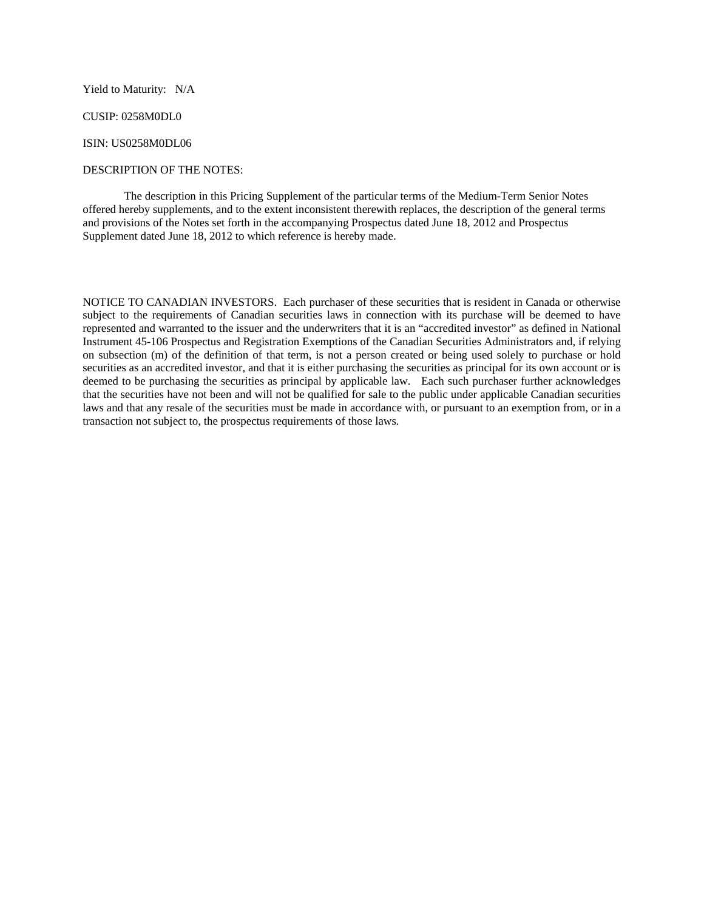Yield to Maturity: N/A

CUSIP: 0258M0DL0

ISIN: US0258M0DL06

DESCRIPTION OF THE NOTES:

The description in this Pricing Supplement of the particular terms of the Medium-Term Senior Notes offered hereby supplements, and to the extent inconsistent therewith replaces, the description of the general terms and provisions of the Notes set forth in the accompanying Prospectus dated June 18, 2012 and Prospectus Supplement dated June 18, 2012 to which reference is hereby made.

NOTICE TO CANADIAN INVESTORS. Each purchaser of these securities that is resident in Canada or otherwise subject to the requirements of Canadian securities laws in connection with its purchase will be deemed to have represented and warranted to the issuer and the underwriters that it is an "accredited investor" as defined in National Instrument 45-106 Prospectus and Registration Exemptions of the Canadian Securities Administrators and, if relying on subsection (m) of the definition of that term, is not a person created or being used solely to purchase or hold securities as an accredited investor, and that it is either purchasing the securities as principal for its own account or is deemed to be purchasing the securities as principal by applicable law. Each such purchaser further acknowledges that the securities have not been and will not be qualified for sale to the public under applicable Canadian securities laws and that any resale of the securities must be made in accordance with, or pursuant to an exemption from, or in a transaction not subject to, the prospectus requirements of those laws.